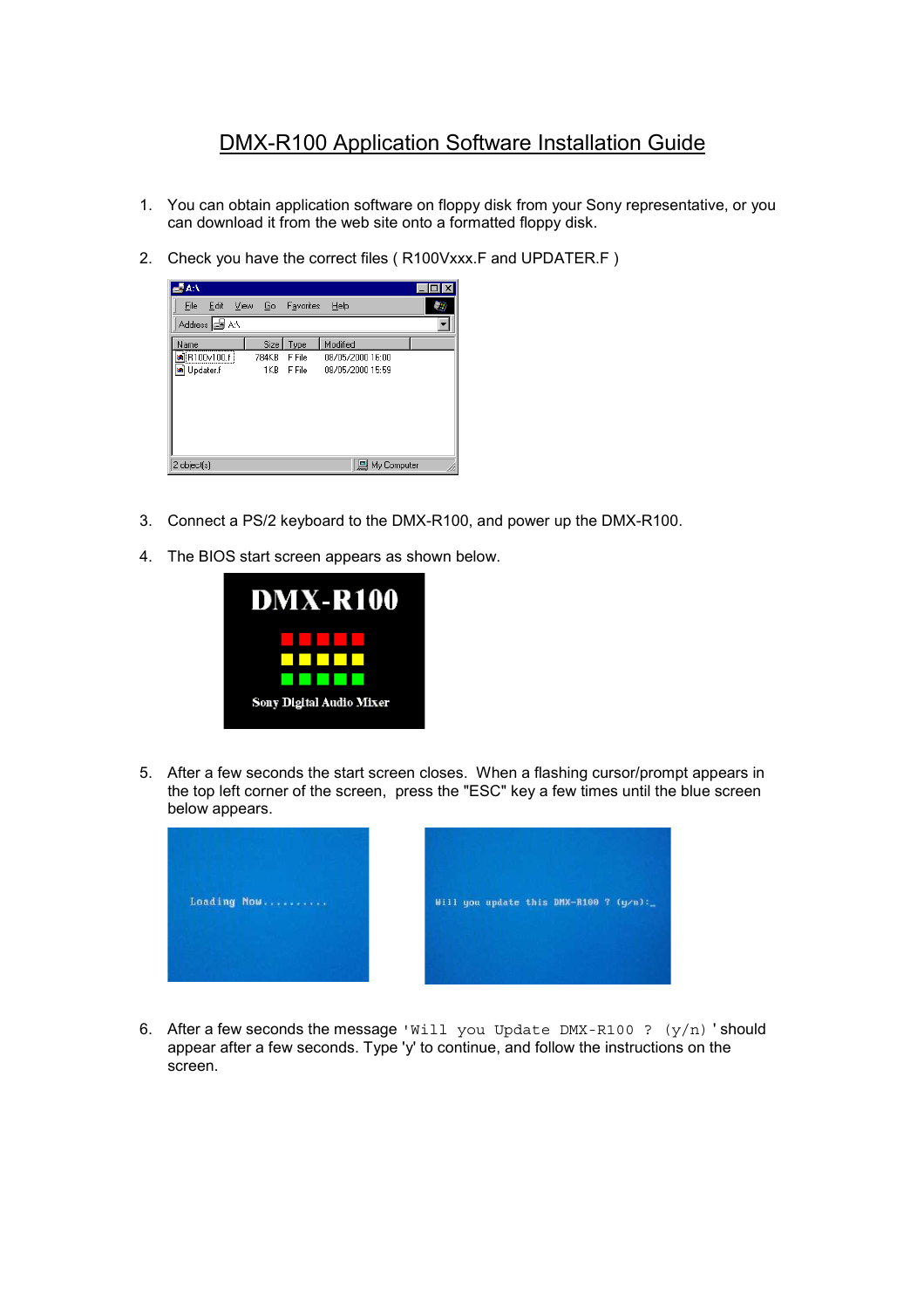# DMX-R100 Application Software Installation Guide

1. You can obtain application software on floppy disk from your Sony representative, or you can download it from the web site onto a formatted floppy disk.

2. Check you have the correct files ( R100Vxxx.F and UPDATER.F )

3. Connect a PS/2 keyboard to the DMX-R100, and power up the DMX-R100.

4. The BIOS start screen appears as shown below.

5. After a few seconds the start screen closes. When a flashing cursor/prompt appears in the top left corner of the screen, press the "ESC" key a few times until the blue screen below appears.

6. After a few seconds the message `'Will you Update DMX-R100 ? (y/n)'` should appear after a few seconds. Type 'y' to continue, and follow the instructions on the screen.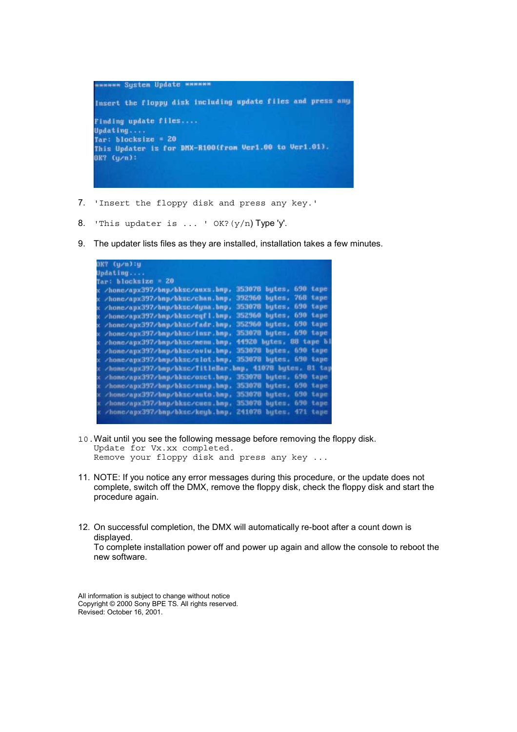```
****** System Update ******

Insert the floppy disk including update files and press any

Finding update files....
Updating....
Tar: blocksize = 20
This Updater is for DMX-R100(from Ver1.00 to Ver1.01).
OK? (y/n):
```

7. `'Insert the floppy disk and press any key.'`

8. `'This updater is ... ' OK?(y/n)` Type 'y'.

9. The updater lists files as they are installed, installation takes a few minutes.

```
OK? (y/n):y
Updating....
Tar: blocksize = 20
x /home/apx397/bmp/bksc/auxs.bmp, 353078 bytes, 690 tape
x /home/apx397/bmp/bksc/chan.bmp, 392960 bytes, 768 tape
x /home/apx397/bmp/bksc/dyna.bmp, 353078 bytes, 690 tape
x /home/apx397/bmp/bksc/eqfl.bmp, 352960 bytes, 690 tape
x /home/apx397/bmp/bksc/fadr.bmp, 352960 bytes, 690 tape
x /home/apx397/bmp/bksc/insr.bmp, 353078 bytes, 690 tape
x /home/apx397/bmp/bksc/menu.bmp, 44920 bytes, 88 tape bl
x /home/apx397/bmp/bksc/ovlu.bmp, 353078 bytes, 690 tape
x /home/apx397/bmp/bksc/slot.bmp, 353078 bytes, 690 tape
x /home/apx397/bmp/bksc/TitleBar.bmp, 41078 bytes, 81 tap
x /home/apx397/bmp/bksc/osct.bmp, 353078 bytes, 690 tape
x /home/apx397/bmp/bksc/snap.bmp, 353078 bytes, 690 tape
x /home/apx397/bmp/bksc/auto.bmp, 353078 bytes, 690 tape
x /home/apx397/bmp/bksc/cues.bmp, 353078 bytes, 690 tape
x /home/apx397/bmp/bksc/keyb.bmp, 241078 bytes, 471 tape
```

10. Wait until you see the following message before removing the floppy disk.
    `Update for Vx.xx completed.`
    `Remove your floppy disk and press any key ...`

11. NOTE: If you notice any error messages during this procedure, or the update does not complete, switch off the DMX, remove the floppy disk, check the floppy disk and start the procedure again.

12. On successful completion, the DMX will automatically re-boot after a count down is displayed.
    To complete installation power off and power up again and allow the console to reboot the new software.

All information is subject to change without notice
Copyright © 2000 Sony BPE TS. All rights reserved.
Revised: October 16, 2001.